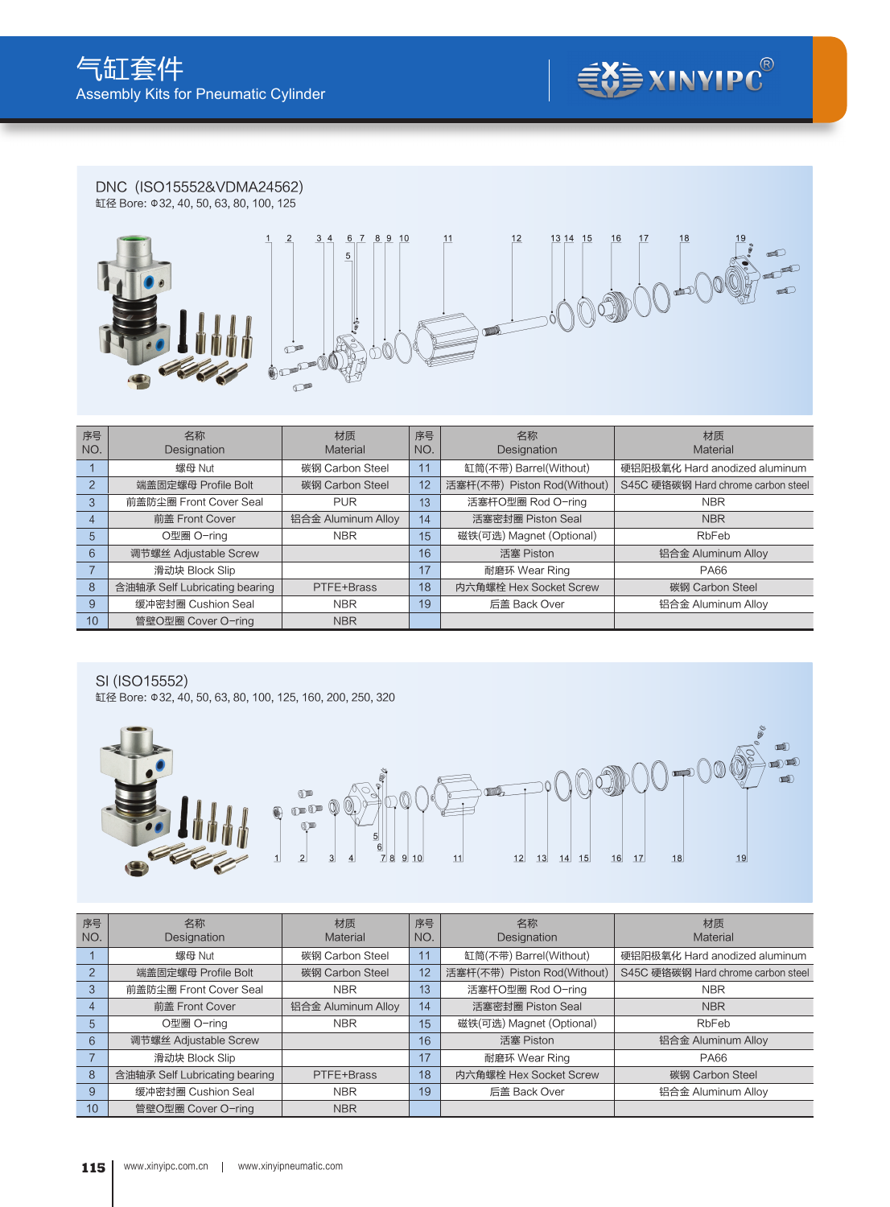# 气缸套件
Assembly Kits for Pneumatic Cylinder

## DNC（ISO15552&VDMA24562)

缸径 Bore: Φ32, 40, 50, 63, 80, 100, 125

| 序号 NO. | 名称 Designation | 材质 Material | 序号 NO. | 名称 Designation | 材质 Material |
|---|---|---|---|---|---|
| 1 | 螺母 Nut | 碳钢 Carbon Steel | 11 | 缸筒(不带) Barrel(Without) | 硬铝阳极氧化 Hard anodized aluminum |
| 2 | 端盖固定螺母 Profile Bolt | 碳钢 Carbon Steel | 12 | 活塞杆(不带) Piston Rod(Without) | S45C 硬铬碳钢 Hard chrome carbon steel |
| 3 | 前盖防尘圈 Front Cover Seal | PUR | 13 | 活塞杆O型圈 Rod O-ring | NBR |
| 4 | 前盖 Front Cover | 铝合金 Aluminum Alloy | 14 | 活塞密封圈 Piston Seal | NBR |
| 5 | O型圈 O-ring | NBR | 15 | 磁铁(可选) Magnet (Optional) | RbFeb |
| 6 | 调节螺丝 Adjustable Screw | | 16 | 活塞 Piston | 铝合金 Aluminum Alloy |
| 7 | 滑动块 Block Slip | | 17 | 耐磨环 Wear Ring | PA66 |
| 8 | 含油轴承 Self Lubricating bearing | PTFE+Brass | 18 | 内六角螺栓 Hex Socket Screw | 碳钢 Carbon Steel |
| 9 | 缓冲密封圈 Cushion Seal | NBR | 19 | 后盖 Back Over | 铝合金 Aluminum Alloy |
| 10 | 管壁O型圈 Cover O-ring | NBR | | | |

## SI (ISO15552)

缸径 Bore: Φ32, 40, 50, 63, 80, 100, 125, 160, 200, 250, 320

| 序号 NO. | 名称 Designation | 材质 Material | 序号 NO. | 名称 Designation | 材质 Material |
|---|---|---|---|---|---|
| 1 | 螺母 Nut | 碳钢 Carbon Steel | 11 | 缸筒(不带) Barrel(Without) | 硬铝阳极氧化 Hard anodized aluminum |
| 2 | 端盖固定螺母 Profile Bolt | 碳钢 Carbon Steel | 12 | 活塞杆(不带) Piston Rod(Without) | S45C 硬铬碳钢 Hard chrome carbon steel |
| 3 | 前盖防尘圈 Front Cover Seal | NBR | 13 | 活塞杆O型圈 Rod O-ring | NBR |
| 4 | 前盖 Front Cover | 铝合金 Aluminum Alloy | 14 | 活塞密封圈 Piston Seal | NBR |
| 5 | O型圈 O-ring | NBR | 15 | 磁铁(可选) Magnet (Optional) | RbFeb |
| 6 | 调节螺丝 Adjustable Screw | | 16 | 活塞 Piston | 铝合金 Aluminum Alloy |
| 7 | 滑动块 Block Slip | | 17 | 耐磨环 Wear Ring | PA66 |
| 8 | 含油轴承 Self Lubricating bearing | PTFE+Brass | 18 | 内六角螺栓 Hex Socket Screw | 碳钢 Carbon Steel |
| 9 | 缓冲密封圈 Cushion Seal | NBR | 19 | 后盖 Back Over | 铝合金 Aluminum Alloy |
| 10 | 管壁O型圈 Cover O-ring | NBR | | | |

www.xinyipc.com.cn | www.xinyipneumatic.com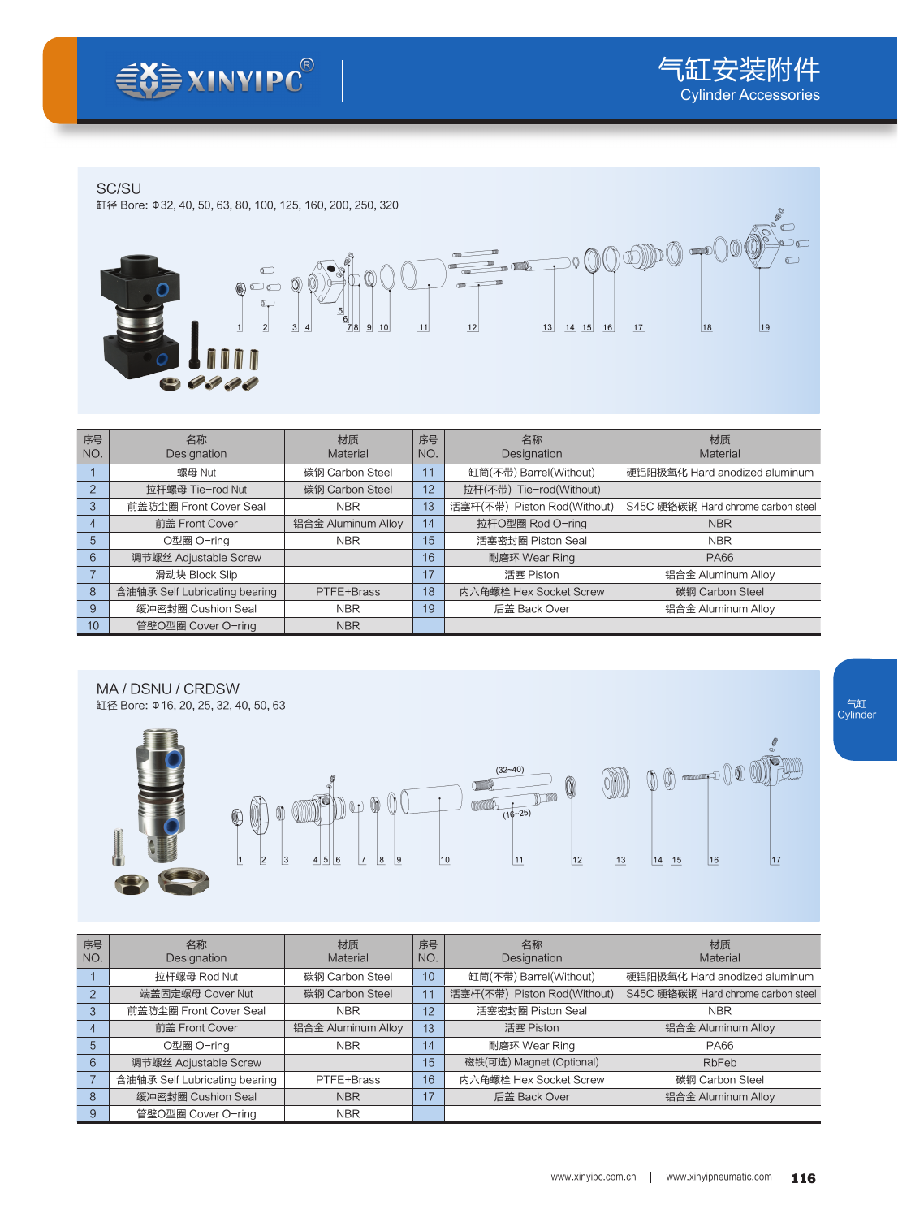# 气缸安装附件
Cylinder Accessories

## SC/SU

缸径 Bore: Φ32, 40, 50, 63, 80, 100, 125, 160, 200, 250, 320

| 序号 NO. | 名称 Designation | 材质 Material | 序号 NO. | 名称 Designation | 材质 Material |
|---|---|---|---|---|---|
| 1 | 螺母 Nut | 碳钢 Carbon Steel | 11 | 缸筒(不带) Barrel(Without) | 硬铝阳极氧化 Hard anodized aluminum |
| 2 | 拉杆螺母 Tie−rod Nut | 碳钢 Carbon Steel | 12 | 拉杆(不带) Tie−rod(Without) | |
| 3 | 前盖防尘圈 Front Cover Seal | NBR | 13 | 活塞杆(不带) Piston Rod(Without) | S45C 硬铬碳钢 Hard chrome carbon steel |
| 4 | 前盖 Front Cover | 铝合金 Aluminum Alloy | 14 | 拉杆O型圈 Rod O−ring | NBR |
| 5 | O型圈 O−ring | NBR | 15 | 活塞密封圈 Piston Seal | NBR |
| 6 | 调节螺丝 Adjustable Screw | | 16 | 耐磨环 Wear Ring | PA66 |
| 7 | 滑动块 Block Slip | | 17 | 活塞 Piston | 铝合金 Aluminum Alloy |
| 8 | 含油轴承 Self Lubricating bearing | PTFE+Brass | 18 | 内六角螺栓 Hex Socket Screw | 碳钢 Carbon Steel |
| 9 | 缓冲密封圈 Cushion Seal | NBR | 19 | 后盖 Back Over | 铝合金 Aluminum Alloy |
| 10 | 管壁O型圈 Cover O−ring | NBR | | | |

## MA / DSNU / CRDSW

缸径 Bore: Φ16, 20, 25, 32, 40, 50, 63

| 序号 NO. | 名称 Designation | 材质 Material | 序号 NO. | 名称 Designation | 材质 Material |
|---|---|---|---|---|---|
| 1 | 拉杆螺母 Rod Nut | 碳钢 Carbon Steel | 10 | 缸筒(不带) Barrel(Without) | 硬铝阳极氧化 Hard anodized aluminum |
| 2 | 端盖固定螺母 Cover Nut | 碳钢 Carbon Steel | 11 | 活塞杆(不带) Piston Rod(Without) | S45C 硬铬碳钢 Hard chrome carbon steel |
| 3 | 前盖防尘圈 Front Cover Seal | NBR | 12 | 活塞密封圈 Piston Seal | NBR |
| 4 | 前盖 Front Cover | 铝合金 Aluminum Alloy | 13 | 活塞 Piston | 铝合金 Aluminum Alloy |
| 5 | O型圈 O−ring | NBR | 14 | 耐磨环 Wear Ring | PA66 |
| 6 | 调节螺丝 Adjustable Screw | | 15 | 磁铁(可选) Magnet (Optional) | RbFeb |
| 7 | 含油轴承 Self Lubricating bearing | PTFE+Brass | 16 | 内六角螺栓 Hex Socket Screw | 碳钢 Carbon Steel |
| 8 | 缓冲密封圈 Cushion Seal | NBR | 17 | 后盖 Back Over | 铝合金 Aluminum Alloy |
| 9 | 管壁O型圈 Cover O−ring | NBR | | | |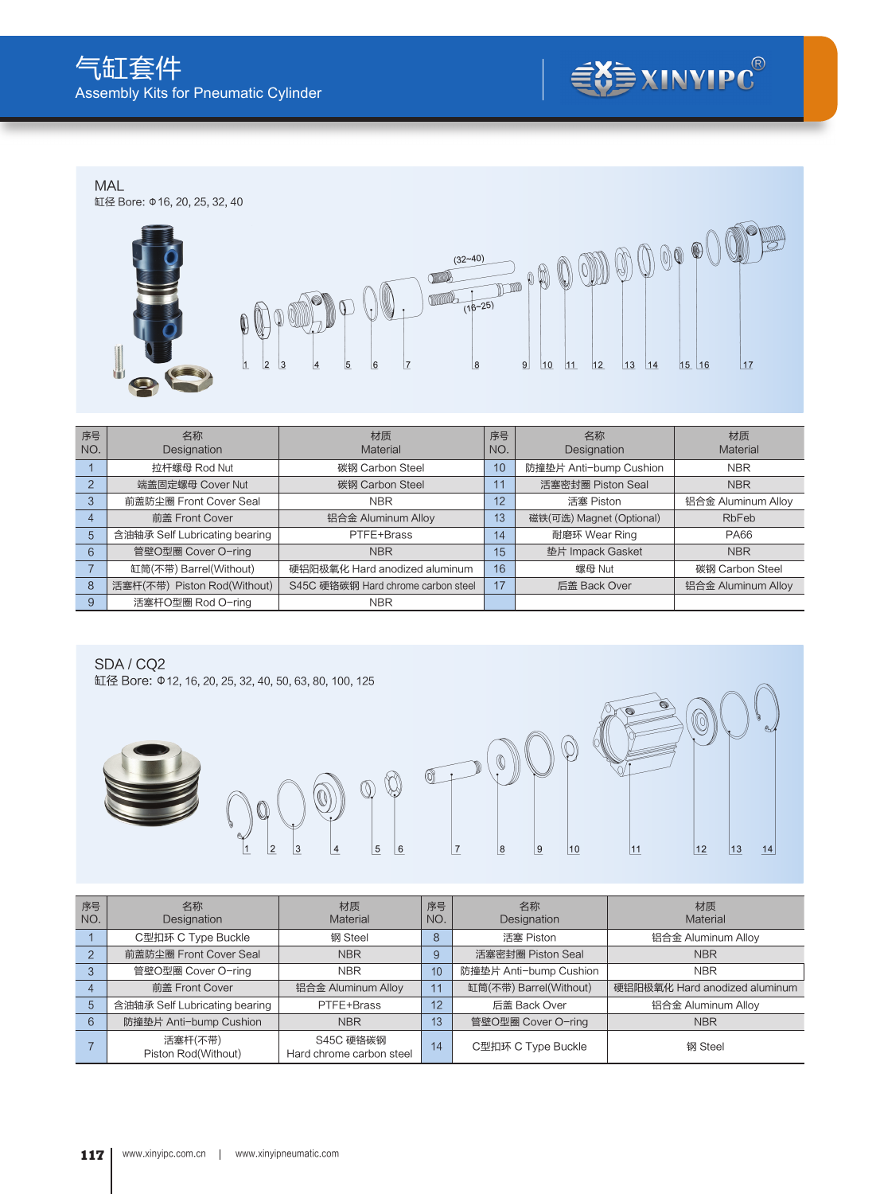# 气缸套件
Assembly Kits for Pneumatic Cylinder

## MAL
缸径 Bore: Φ16, 20, 25, 32, 40

(32-40)
(16-25)

1 2 3 4 5 6 7 8 9 10 11 12 13 14 15 16 17

| 序号 NO. | 名称 Designation | 材质 Material | 序号 NO. | 名称 Designation | 材质 Material |
|---|---|---|---|---|---|
| 1 | 拉杆螺母 Rod Nut | 碳钢 Carbon Steel | 10 | 防撞垫片 Anti−bump Cushion | NBR |
| 2 | 端盖固定螺母 Cover Nut | 碳钢 Carbon Steel | 11 | 活塞密封圈 Piston Seal | NBR |
| 3 | 前盖防尘圈 Front Cover Seal | NBR | 12 | 活塞 Piston | 铝合金 Aluminum Alloy |
| 4 | 前盖 Front Cover | 铝合金 Aluminum Alloy | 13 | 磁铁(可选) Magnet (Optional) | RbFeb |
| 5 | 含油轴承 Self Lubricating bearing | PTFE+Brass | 14 | 耐磨环 Wear Ring | PA66 |
| 6 | 管壁O型圈 Cover O−ring | NBR | 15 | 垫片 Impack Gasket | NBR |
| 7 | 缸筒(不带) Barrel(Without) | 硬铝阳极氧化 Hard anodized aluminum | 16 | 螺母 Nut | 碳钢 Carbon Steel |
| 8 | 活塞杆(不带) Piston Rod(Without) | S45C 硬铬碳钢 Hard chrome carbon steel | 17 | 后盖 Back Over | 铝合金 Aluminum Alloy |
| 9 | 活塞杆O型圈 Rod O−ring | NBR | | | |

## SDA / CQ2
缸径 Bore: Φ12, 16, 20, 25, 32, 40, 50, 63, 80, 100, 125

1 2 3 4 5 6 7 8 9 10 11 12 13 14

| 序号 NO. | 名称 Designation | 材质 Material | 序号 NO. | 名称 Designation | 材质 Material |
|---|---|---|---|---|---|
| 1 | C型扣环 C Type Buckle | 钢 Steel | 8 | 活塞 Piston | 铝合金 Aluminum Alloy |
| 2 | 前盖防尘圈 Front Cover Seal | NBR | 9 | 活塞密封圈 Piston Seal | NBR |
| 3 | 管壁O型圈 Cover O−ring | NBR | 10 | 防撞垫片 Anti−bump Cushion | NBR |
| 4 | 前盖 Front Cover | 铝合金 Aluminum Alloy | 11 | 缸筒(不带) Barrel(Without) | 硬铝阳极氧化 Hard anodized aluminum |
| 5 | 含油轴承 Self Lubricating bearing | PTFE+Brass | 12 | 后盖 Back Over | 铝合金 Aluminum Alloy |
| 6 | 防撞垫片 Anti−bump Cushion | NBR | 13 | 管壁O型圈 Cover O−ring | NBR |
| 7 | 活塞杆(不带) Piston Rod(Without) | S45C 硬铬碳钢 Hard chrome carbon steel | 14 | C型扣环 C Type Buckle | 钢 Steel |

www.xinyipc.com.cn | www.xinyipneumatic.com